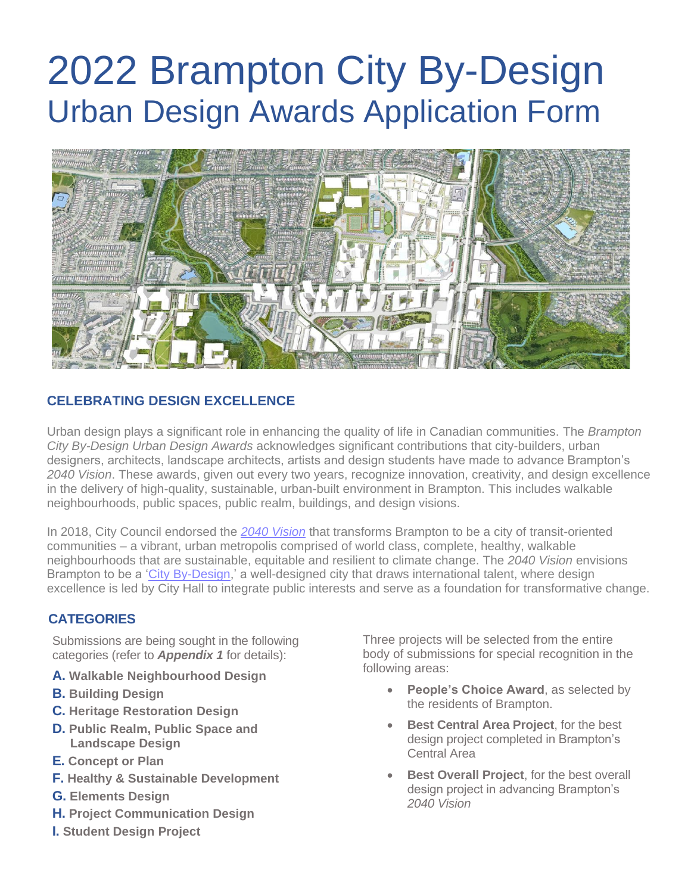# 2022 Brampton City By-Design

## Urban Design Awards Application Form

### CELEBRATING DESIGN EXCELLENCE

Urban design plays a significant role in enhancing the quality of life in Canadian communities. The *Brampton City By-Design Urban Design Awards* acknowledges significant contributions that city-builders, urban designers, architects, landscape architects, artists and design students have made to advance Brampton's *2040 Vision*. These awards, given out every two years, recognize innovation, creativity, and design excellence in the delivery of high-quality, sustainable, urban-built environment in Brampton. This includes walkable neighbourhoods, public spaces, public realm, buildings, and design visions.

In 2018, City Council endorsed the *2040 Vision* that transforms Brampton to be a city of transit-oriented communities – a vibrant, urban metropolis comprised of world class, complete, healthy, walkable neighbourhoods that are sustainable, equitable and resilient to climate change. The *2040 Vision* envisions Brampton to be a 'City By-Design,' a well-designed city that draws international talent, where design excellence is led by City Hall to integrate public interests and serve as a foundation for transformative change.

### CATEGORIES

Submissions are being sought in the following categories (refer to ***Appendix 1*** for details):

**A. Walkable Neighbourhood Design**
**B. Building Design**
**C. Heritage Restoration Design**
**D. Public Realm, Public Space and Landscape Design**
**E. Concept or Plan**
**F. Healthy & Sustainable Development**
**G. Elements Design**
**H. Project Communication Design**
**I. Student Design Project**

Three projects will be selected from the entire body of submissions for special recognition in the following areas:

- **People's Choice Award**, as selected by the residents of Brampton.
- **Best Central Area Project**, for the best design project completed in Brampton's Central Area
- **Best Overall Project**, for the best overall design project in advancing Brampton's *2040 Vision*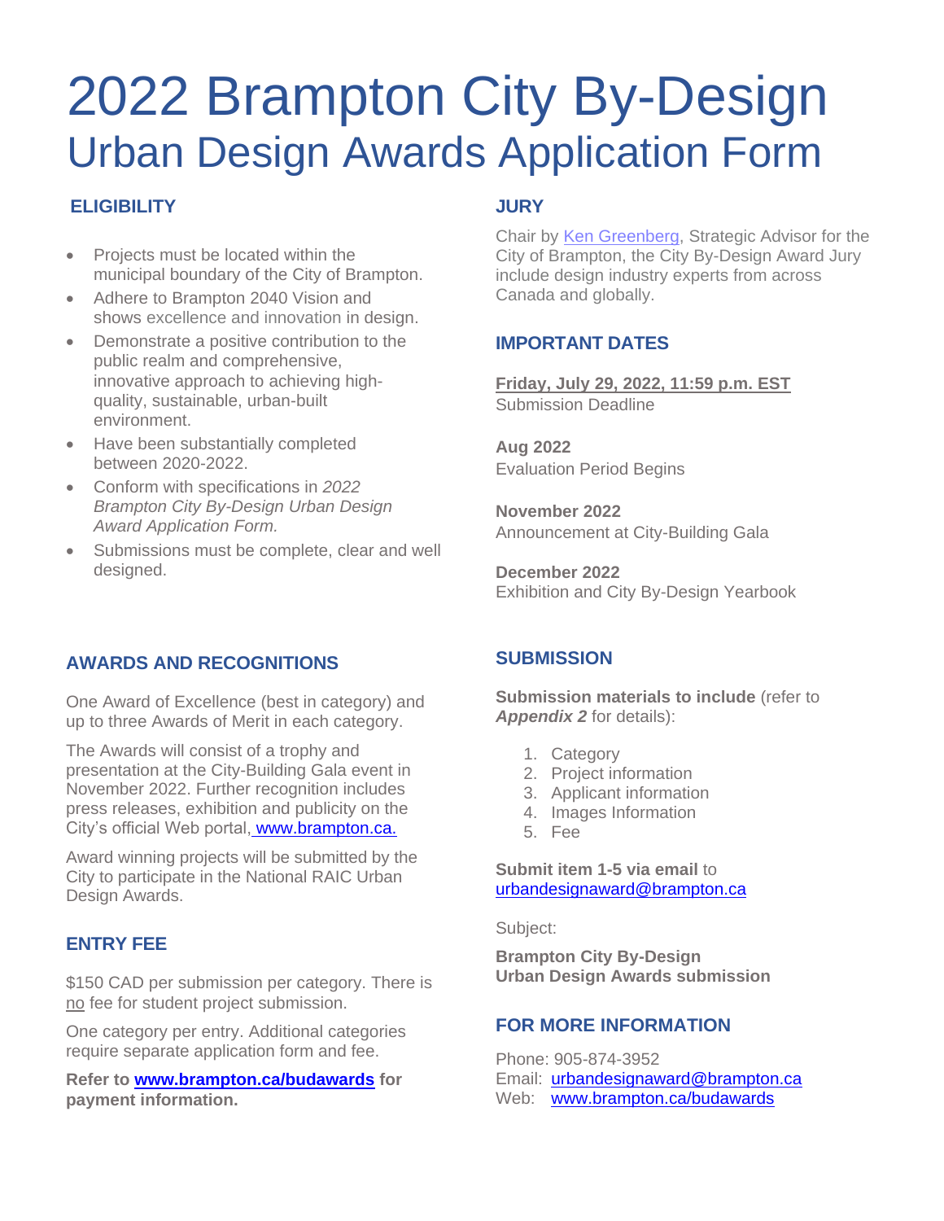# 2022 Brampton City By-Design
## Urban Design Awards Application Form

### ELIGIBILITY

- Projects must be located within the municipal boundary of the City of Brampton.
- Adhere to Brampton 2040 Vision and shows excellence and innovation in design.
- Demonstrate a positive contribution to the public realm and comprehensive, innovative approach to achieving high-quality, sustainable, urban-built environment.
- Have been substantially completed between 2020-2022.
- Conform with specifications in *2022 Brampton City By-Design Urban Design Award Application Form.*
- Submissions must be complete, clear and well designed.

### AWARDS AND RECOGNITIONS

One Award of Excellence (best in category) and up to three Awards of Merit in each category.

The Awards will consist of a trophy and presentation at the City-Building Gala event in November 2022. Further recognition includes press releases, exhibition and publicity on the City's official Web portal, www.brampton.ca.

Award winning projects will be submitted by the City to participate in the National RAIC Urban Design Awards.

### ENTRY FEE

$150 CAD per submission per category. There is no fee for student project submission.

One category per entry. Additional categories require separate application form and fee.

**Refer to www.brampton.ca/budawards for payment information.**

### JURY

Chair by Ken Greenberg, Strategic Advisor for the City of Brampton, the City By-Design Award Jury include design industry experts from across Canada and globally.

### IMPORTANT DATES

**Friday, July 29, 2022, 11:59 p.m. EST**
Submission Deadline

**Aug 2022**
Evaluation Period Begins

**November 2022**
Announcement at City-Building Gala

**December 2022**
Exhibition and City By-Design Yearbook

### SUBMISSION

**Submission materials to include** (refer to ***Appendix 2*** for details):

1. Category
2. Project information
3. Applicant information
4. Images Information
5. Fee

**Submit item 1-5 via email** to urbandesignaward@brampton.ca

Subject:

**Brampton City By-Design Urban Design Awards submission**

### FOR MORE INFORMATION

Phone: 905-874-3952
Email: urbandesignaward@brampton.ca
Web: www.brampton.ca/budawards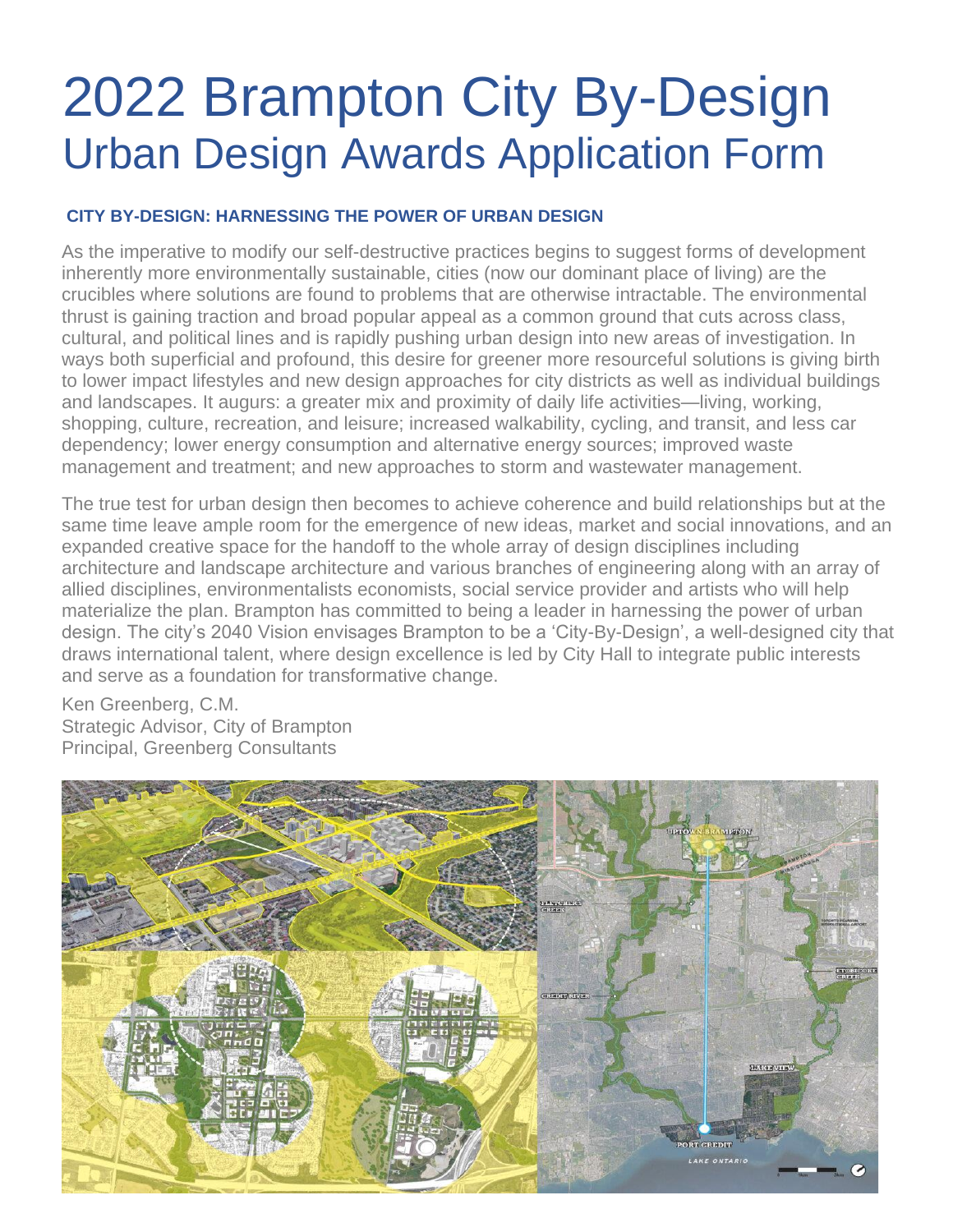# 2022 Brampton City By-Design

## Urban Design Awards Application Form

### CITY BY-DESIGN: HARNESSING THE POWER OF URBAN DESIGN

As the imperative to modify our self-destructive practices begins to suggest forms of development inherently more environmentally sustainable, cities (now our dominant place of living) are the crucibles where solutions are found to problems that are otherwise intractable. The environmental thrust is gaining traction and broad popular appeal as a common ground that cuts across class, cultural, and political lines and is rapidly pushing urban design into new areas of investigation. In ways both superficial and profound, this desire for greener more resourceful solutions is giving birth to lower impact lifestyles and new design approaches for city districts as well as individual buildings and landscapes. It augurs: a greater mix and proximity of daily life activities—living, working, shopping, culture, recreation, and leisure; increased walkability, cycling, and transit, and less car dependency; lower energy consumption and alternative energy sources; improved waste management and treatment; and new approaches to storm and wastewater management.

The true test for urban design then becomes to achieve coherence and build relationships but at the same time leave ample room for the emergence of new ideas, market and social innovations, and an expanded creative space for the handoff to the whole array of design disciplines including architecture and landscape architecture and various branches of engineering along with an array of allied disciplines, environmentalists economists, social service provider and artists who will help materialize the plan. Brampton has committed to being a leader in harnessing the power of urban design. The city's 2040 Vision envisages Brampton to be a 'City-By-Design', a well-designed city that draws international talent, where design excellence is led by City Hall to integrate public interests and serve as a foundation for transformative change.

Ken Greenberg, C.M.
Strategic Advisor, City of Brampton
Principal, Greenberg Consultants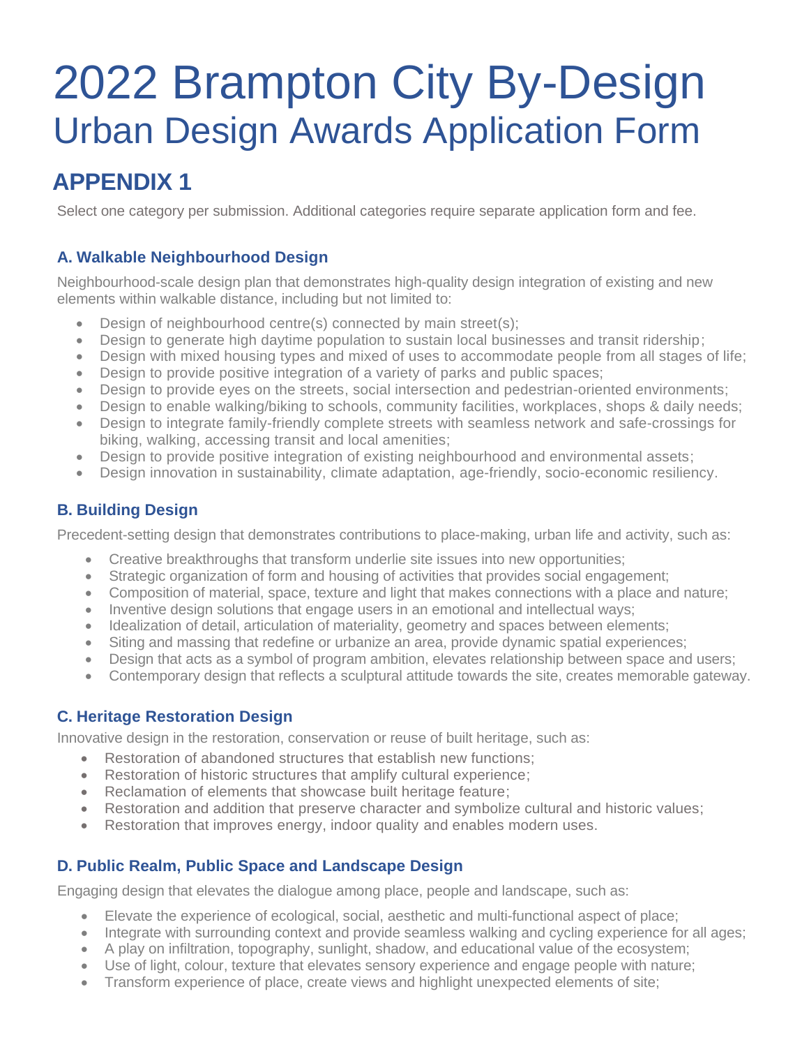# 2022 Brampton City By-Design
# Urban Design Awards Application Form

## APPENDIX 1

Select one category per submission. Additional categories require separate application form and fee.

### A. Walkable Neighbourhood Design

Neighbourhood-scale design plan that demonstrates high-quality design integration of existing and new elements within walkable distance, including but not limited to:

- Design of neighbourhood centre(s) connected by main street(s);
- Design to generate high daytime population to sustain local businesses and transit ridership;
- Design with mixed housing types and mixed of uses to accommodate people from all stages of life;
- Design to provide positive integration of a variety of parks and public spaces;
- Design to provide eyes on the streets, social intersection and pedestrian-oriented environments;
- Design to enable walking/biking to schools, community facilities, workplaces, shops & daily needs;
- Design to integrate family-friendly complete streets with seamless network and safe-crossings for biking, walking, accessing transit and local amenities;
- Design to provide positive integration of existing neighbourhood and environmental assets;
- Design innovation in sustainability, climate adaptation, age-friendly, socio-economic resiliency.

### B. Building Design

Precedent-setting design that demonstrates contributions to place-making, urban life and activity, such as:

- Creative breakthroughs that transform underlie site issues into new opportunities;
- Strategic organization of form and housing of activities that provides social engagement;
- Composition of material, space, texture and light that makes connections with a place and nature;
- Inventive design solutions that engage users in an emotional and intellectual ways;
- Idealization of detail, articulation of materiality, geometry and spaces between elements;
- Siting and massing that redefine or urbanize an area, provide dynamic spatial experiences;
- Design that acts as a symbol of program ambition, elevates relationship between space and users;
- Contemporary design that reflects a sculptural attitude towards the site, creates memorable gateway.

### C. Heritage Restoration Design

Innovative design in the restoration, conservation or reuse of built heritage, such as:

- Restoration of abandoned structures that establish new functions;
- Restoration of historic structures that amplify cultural experience;
- Reclamation of elements that showcase built heritage feature;
- Restoration and addition that preserve character and symbolize cultural and historic values;
- Restoration that improves energy, indoor quality and enables modern uses.

### D. Public Realm, Public Space and Landscape Design

Engaging design that elevates the dialogue among place, people and landscape, such as:

- Elevate the experience of ecological, social, aesthetic and multi-functional aspect of place;
- Integrate with surrounding context and provide seamless walking and cycling experience for all ages;
- A play on infiltration, topography, sunlight, shadow, and educational value of the ecosystem;
- Use of light, colour, texture that elevates sensory experience and engage people with nature;
- Transform experience of place, create views and highlight unexpected elements of site;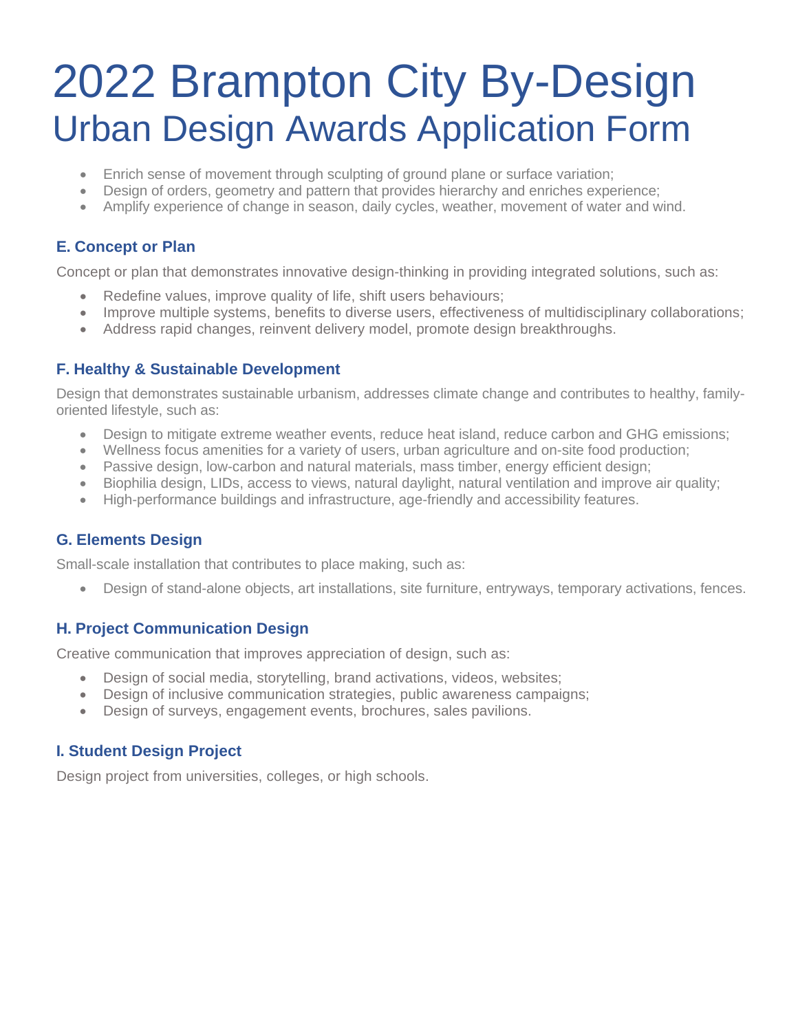# 2022 Brampton City By-Design
## Urban Design Awards Application Form

- Enrich sense of movement through sculpting of ground plane or surface variation;
- Design of orders, geometry and pattern that provides hierarchy and enriches experience;
- Amplify experience of change in season, daily cycles, weather, movement of water and wind.

### E. Concept or Plan

Concept or plan that demonstrates innovative design-thinking in providing integrated solutions, such as:

- Redefine values, improve quality of life, shift users behaviours;
- Improve multiple systems, benefits to diverse users, effectiveness of multidisciplinary collaborations;
- Address rapid changes, reinvent delivery model, promote design breakthroughs.

### F. Healthy & Sustainable Development

Design that demonstrates sustainable urbanism, addresses climate change and contributes to healthy, family-oriented lifestyle, such as:

- Design to mitigate extreme weather events, reduce heat island, reduce carbon and GHG emissions;
- Wellness focus amenities for a variety of users, urban agriculture and on-site food production;
- Passive design, low-carbon and natural materials, mass timber, energy efficient design;
- Biophilia design, LIDs, access to views, natural daylight, natural ventilation and improve air quality;
- High-performance buildings and infrastructure, age-friendly and accessibility features.

### G. Elements Design

Small-scale installation that contributes to place making, such as:

- Design of stand-alone objects, art installations, site furniture, entryways, temporary activations, fences.

### H. Project Communication Design

Creative communication that improves appreciation of design, such as:

- Design of social media, storytelling, brand activations, videos, websites;
- Design of inclusive communication strategies, public awareness campaigns;
- Design of surveys, engagement events, brochures, sales pavilions.

### I. Student Design Project

Design project from universities, colleges, or high schools.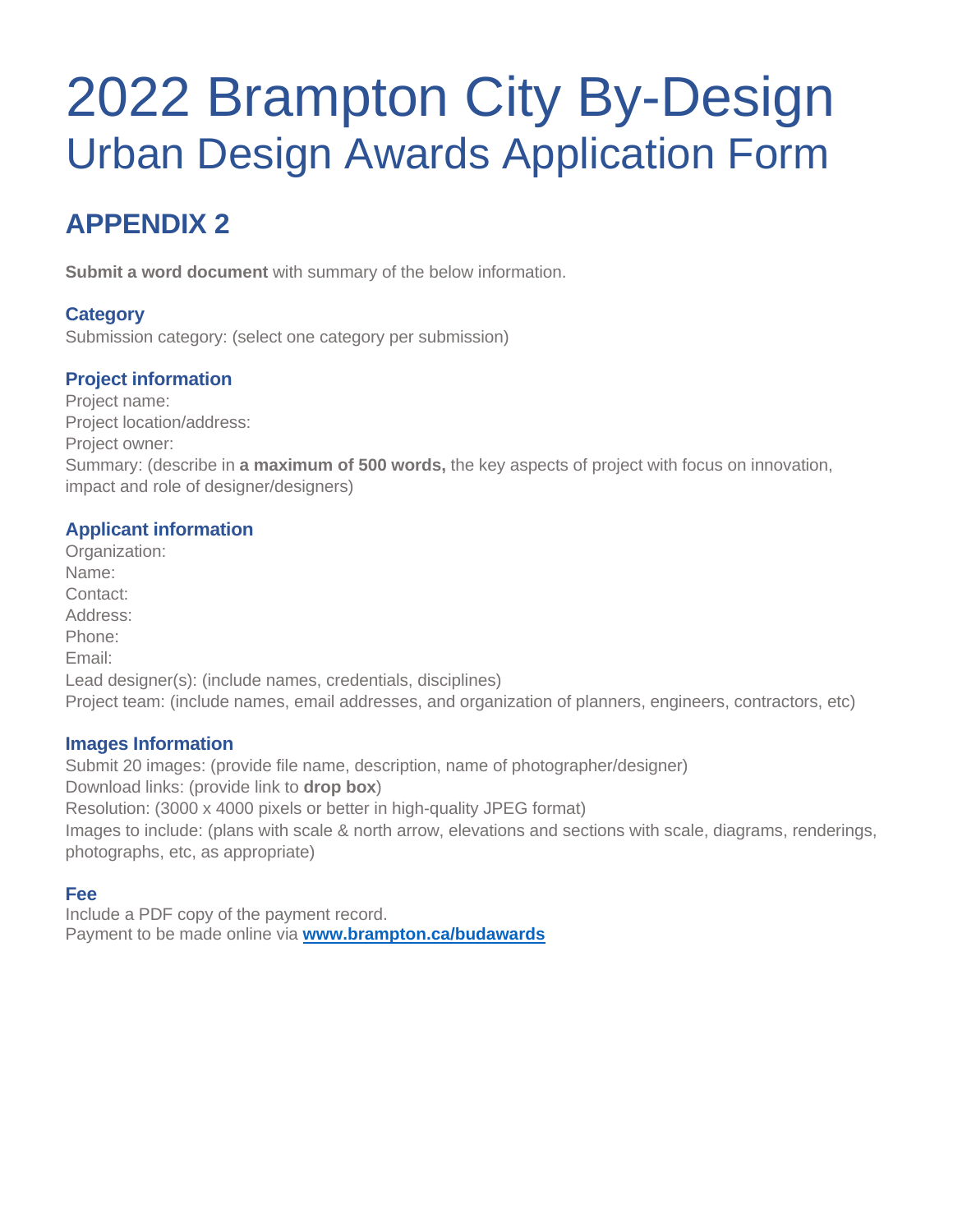# 2022 Brampton City By-Design

## Urban Design Awards Application Form

## APPENDIX 2

**Submit a word document** with summary of the below information.

### Category

Submission category: (select one category per submission)

### Project information

Project name:
Project location/address:
Project owner:
Summary: (describe in **a maximum of 500 words,** the key aspects of project with focus on innovation, impact and role of designer/designers)

### Applicant information

Organization:
Name:
Contact:
Address:
Phone:
Email:
Lead designer(s): (include names, credentials, disciplines)
Project team: (include names, email addresses, and organization of planners, engineers, contractors, etc)

### Images Information

Submit 20 images: (provide file name, description, name of photographer/designer)
Download links: (provide link to **drop box**)
Resolution: (3000 x 4000 pixels or better in high-quality JPEG format)
Images to include: (plans with scale & north arrow, elevations and sections with scale, diagrams, renderings, photographs, etc, as appropriate)

### Fee

Include a PDF copy of the payment record.
Payment to be made online via **www.brampton.ca/budawards**